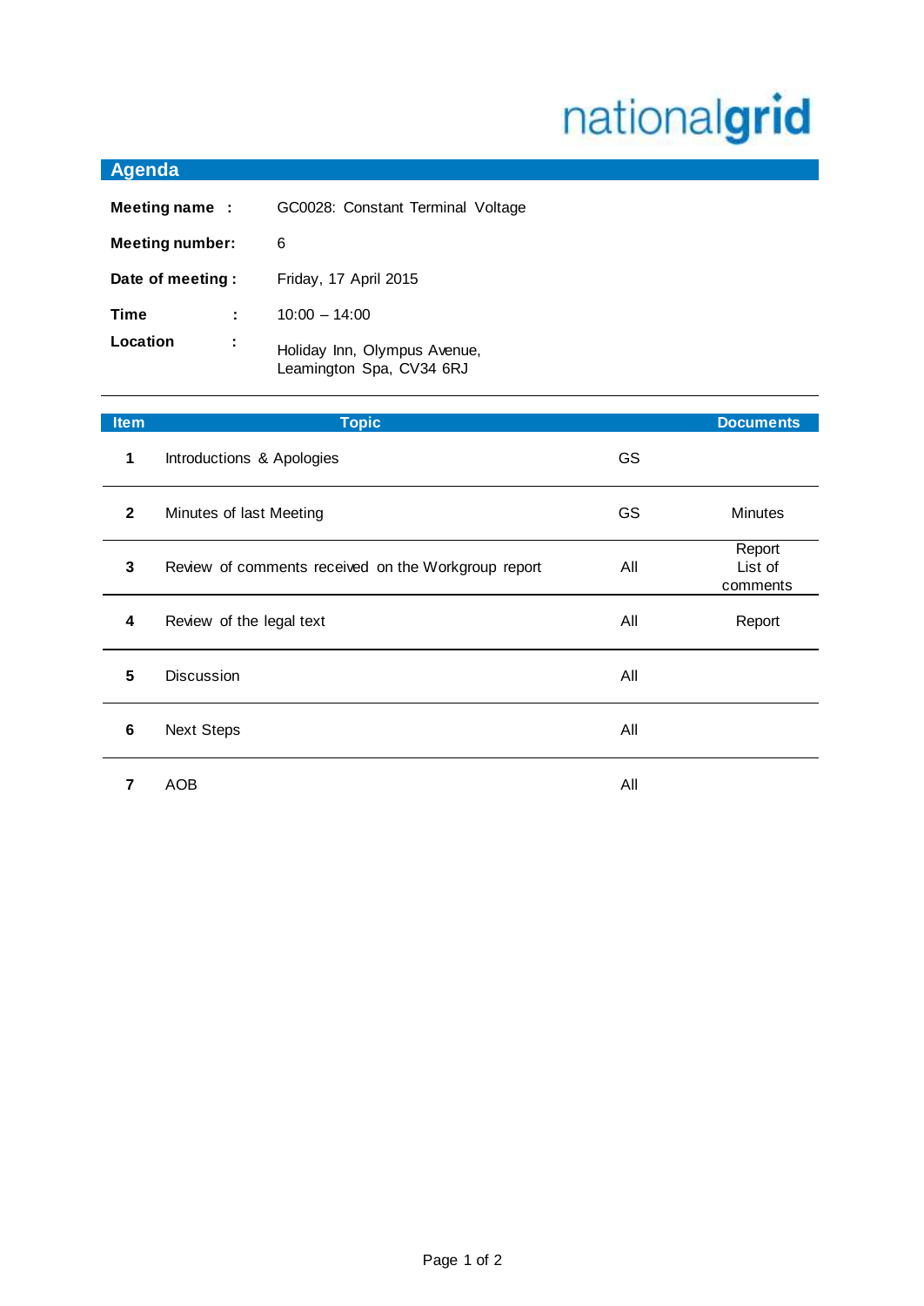nationalgrid

## Agenda

**Meeting name :** GC0028: Constant Terminal Voltage

**Meeting number:** 6

**Date of meeting :** Friday, 17 April 2015

**Time :** 10:00 – 14:00

**Location :** Holiday Inn, Olympus Avenue, Leamington Spa, CV34 6RJ

| Item | Topic | | Documents |
|---|---|---|---|
| **1** | Introductions & Apologies | GS | |
| **2** | Minutes of last Meeting | GS | Minutes |
| **3** | Review of comments received on the Workgroup report | All | Report<br>List of comments |
| **4** | Review of the legal text | All | Report |
| **5** | Discussion | All | |
| **6** | Next Steps | All | |
| **7** | AOB | All | |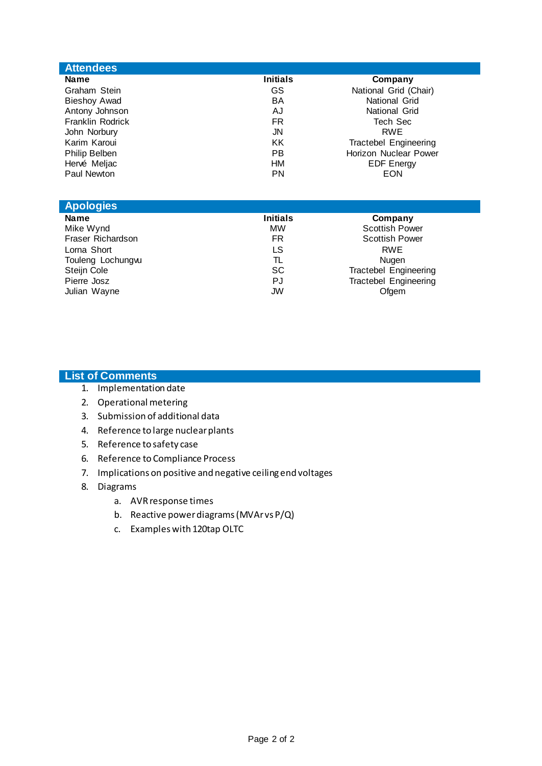## Attendees

| Name | Initials | Company |
|---|---|---|
| Graham Stein | GS | National Grid (Chair) |
| Bieshoy Awad | BA | National Grid |
| Antony Johnson | AJ | National Grid |
| Franklin Rodrick | FR | Tech Sec |
| John Norbury | JN | RWE |
| Karim Karoui | KK | Tractebel Engineering |
| Philip Belben | PB | Horizon Nuclear Power |
| Hervé Meljac | HM | EDF Energy |
| Paul Newton | PN | EON |

## Apologies

| Name | Initials | Company |
|---|---|---|
| Mike Wynd | MW | Scottish Power |
| Fraser Richardson | FR | Scottish Power |
| Lorna Short | LS | RWE |
| Touleng Lochungvu | TL | Nugen |
| Steijn Cole | SC | Tractebel Engineering |
| Pierre Josz | PJ | Tractebel Engineering |
| Julian Wayne | JW | Ofgem |

## List of Comments

1. Implementation date
2. Operational metering
3. Submission of additional data
4. Reference to large nuclear plants
5. Reference to safety case
6. Reference to Compliance Process
7. Implications on positive and negative ceiling end voltages
8. Diagrams
    a. AVR response times
    b. Reactive power diagrams (MVAr vs P/Q)
    c. Examples with 120tap OLTC